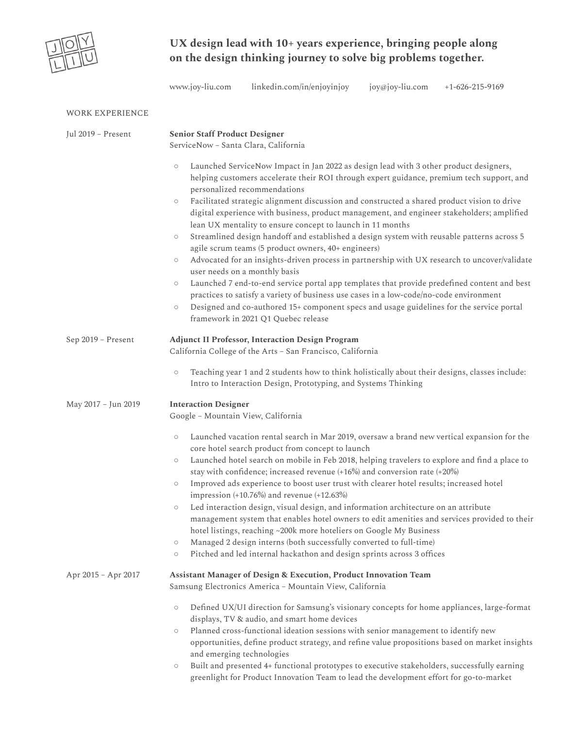JOY LIU

# UX design lead with 10+ years experience, bringing people along on the design thinking journey to solve big problems together.

www.joy-liu.com linkedin.com/in/enjoyinjoy joy@joy-liu.com +1-626-215-9169

## WORK EXPERIENCE

**Jul 2019 – Present**

### Senior Staff Product Designer
ServiceNow – Santa Clara, California

- Launched ServiceNow Impact in Jan 2022 as design lead with 3 other product designers, helping customers accelerate their ROI through expert guidance, premium tech support, and personalized recommendations
- Facilitated strategic alignment discussion and constructed a shared product vision to drive digital experience with business, product management, and engineer stakeholders; amplified lean UX mentality to ensure concept to launch in 11 months
- Streamlined design handoff and established a design system with reusable patterns across 5 agile scrum teams (5 product owners, 40+ engineers)
- Advocated for an insights-driven process in partnership with UX research to uncover/validate user needs on a monthly basis
- Launched 7 end-to-end service portal app templates that provide predefined content and best practices to satisfy a variety of business use cases in a low-code/no-code environment
- Designed and co-authored 15+ component specs and usage guidelines for the service portal framework in 2021 Q1 Quebec release

**Sep 2019 – Present**

### Adjunct II Professor, Interaction Design Program
California College of the Arts – San Francisco, California

- Teaching year 1 and 2 students how to think holistically about their designs, classes include: Intro to Interaction Design, Prototyping, and Systems Thinking

**May 2017 – Jun 2019**

### Interaction Designer
Google – Mountain View, California

- Launched vacation rental search in Mar 2019, oversaw a brand new vertical expansion for the core hotel search product from concept to launch
- Launched hotel search on mobile in Feb 2018, helping travelers to explore and find a place to stay with confidence; increased revenue (+16%) and conversion rate (+20%)
- Improved ads experience to boost user trust with clearer hotel results; increased hotel impression (+10.76%) and revenue (+12.63%)
- Led interaction design, visual design, and information architecture on an attribute management system that enables hotel owners to edit amenities and services provided to their hotel listings, reaching ~200k more hoteliers on Google My Business
- Managed 2 design interns (both successfully converted to full-time)
- Pitched and led internal hackathon and design sprints across 3 offices

**Apr 2015 – Apr 2017**

### Assistant Manager of Design & Execution, Product Innovation Team
Samsung Electronics America – Mountain View, California

- Defined UX/UI direction for Samsung's visionary concepts for home appliances, large-format displays, TV & audio, and smart home devices
- Planned cross-functional ideation sessions with senior management to identify new opportunities, define product strategy, and refine value propositions based on market insights and emerging technologies
- Built and presented 4+ functional prototypes to executive stakeholders, successfully earning greenlight for Product Innovation Team to lead the development effort for go-to-market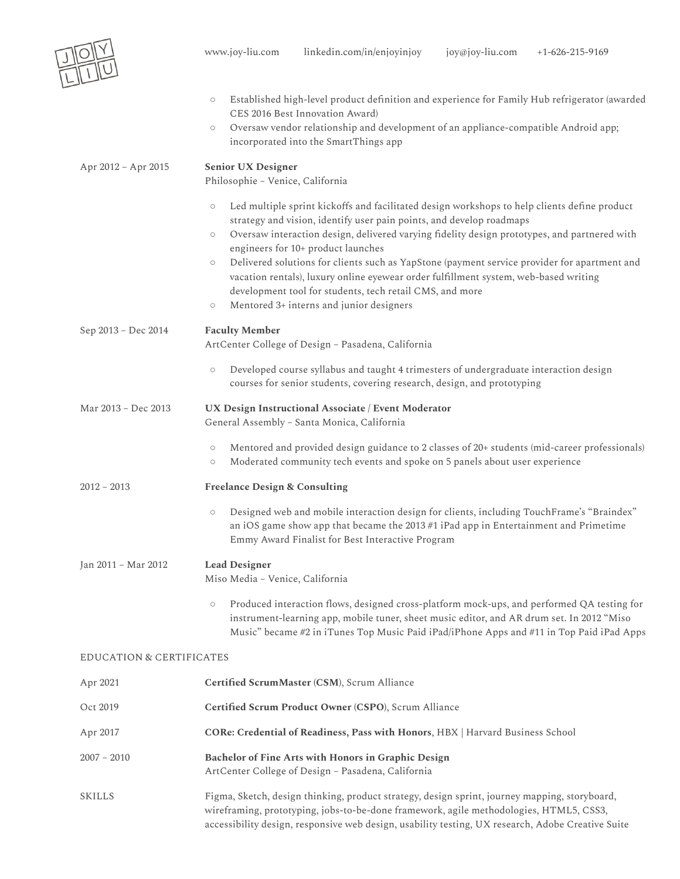JOY LIU

www.joy-liu.com linkedin.com/in/enjoyinjoy joy@joy-liu.com +1-626-215-9169

- Established high-level product definition and experience for Family Hub refrigerator (awarded CES 2016 Best Innovation Award)
- Oversaw vendor relationship and development of an appliance-compatible Android app; incorporated into the SmartThings app

Apr 2012 – Apr 2015

**Senior UX Designer**
Philosophie – Venice, California

- Led multiple sprint kickoffs and facilitated design workshops to help clients define product strategy and vision, identify user pain points, and develop roadmaps
- Oversaw interaction design, delivered varying fidelity design prototypes, and partnered with engineers for 10+ product launches
- Delivered solutions for clients such as YapStone (payment service provider for apartment and vacation rentals), luxury online eyewear order fulfillment system, web-based writing development tool for students, tech retail CMS, and more
- Mentored 3+ interns and junior designers

Sep 2013 – Dec 2014

**Faculty Member**
ArtCenter College of Design – Pasadena, California

- Developed course syllabus and taught 4 trimesters of undergraduate interaction design courses for senior students, covering research, design, and prototyping

Mar 2013 – Dec 2013

**UX Design Instructional Associate / Event Moderator**
General Assembly – Santa Monica, California

- Mentored and provided design guidance to 2 classes of 20+ students (mid-career professionals)
- Moderated community tech events and spoke on 5 panels about user experience

2012 – 2013

**Freelance Design & Consulting**

- Designed web and mobile interaction design for clients, including TouchFrame's "Braindex" an iOS game show app that became the 2013 #1 iPad app in Entertainment and Primetime Emmy Award Finalist for Best Interactive Program

Jan 2011 – Mar 2012

**Lead Designer**
Miso Media – Venice, California

- Produced interaction flows, designed cross-platform mock-ups, and performed QA testing for instrument-learning app, mobile tuner, sheet music editor, and AR drum set. In 2012 "Miso Music" became #2 in iTunes Top Music Paid iPad/iPhone Apps and #11 in Top Paid iPad Apps

## EDUCATION & CERTIFICATES

Apr 2021 — **Certified ScrumMaster (CSM)**, Scrum Alliance

Oct 2019 — **Certified Scrum Product Owner (CSPO)**, Scrum Alliance

Apr 2017 — **CORe: Credential of Readiness, Pass with Honors**, HBX | Harvard Business School

2007 – 2010 — **Bachelor of Fine Arts with Honors in Graphic Design**
ArtCenter College of Design – Pasadena, California

## SKILLS

Figma, Sketch, design thinking, product strategy, design sprint, journey mapping, storyboard, wireframing, prototyping, jobs-to-be-done framework, agile methodologies, HTML5, CSS3, accessibility design, responsive web design, usability testing, UX research, Adobe Creative Suite